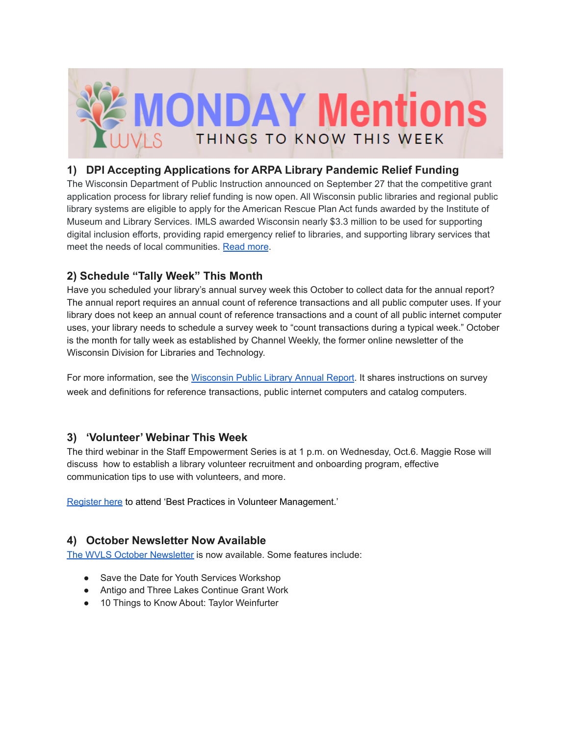# MONDAY Mentions

WVLS

THINGS TO KNOW THIS WEEK

## 1) DPI Accepting Applications for ARPA Library Pandemic Relief Funding

The Wisconsin Department of Public Instruction announced on September 27 that the competitive grant application process for library relief funding is now open. All Wisconsin public libraries and regional public library systems are eligible to apply for the American Rescue Plan Act funds awarded by the Institute of Museum and Library Services. IMLS awarded Wisconsin nearly $3.3 million to be used for supporting digital inclusion efforts, providing rapid emergency relief to libraries, and supporting library services that meet the needs of local communities. Read more.

## 2) Schedule "Tally Week" This Month

Have you scheduled your library's annual survey week this October to collect data for the annual report? The annual report requires an annual count of reference transactions and all public computer uses. If your library does not keep an annual count of reference transactions and a count of all public internet computer uses, your library needs to schedule a survey week to "count transactions during a typical week." October is the month for tally week as established by Channel Weekly, the former online newsletter of the Wisconsin Division for Libraries and Technology.

For more information, see the Wisconsin Public Library Annual Report. It shares instructions on survey week and definitions for reference transactions, public internet computers and catalog computers.

## 3) 'Volunteer' Webinar This Week

The third webinar in the Staff Empowerment Series is at 1 p.m. on Wednesday, Oct.6. Maggie Rose will discuss how to establish a library volunteer recruitment and onboarding program, effective communication tips to use with volunteers, and more.

Register here to attend 'Best Practices in Volunteer Management.'

## 4) October Newsletter Now Available

The WVLS October Newsletter is now available. Some features include:

- Save the Date for Youth Services Workshop
- Antigo and Three Lakes Continue Grant Work
- 10 Things to Know About: Taylor Weinfurter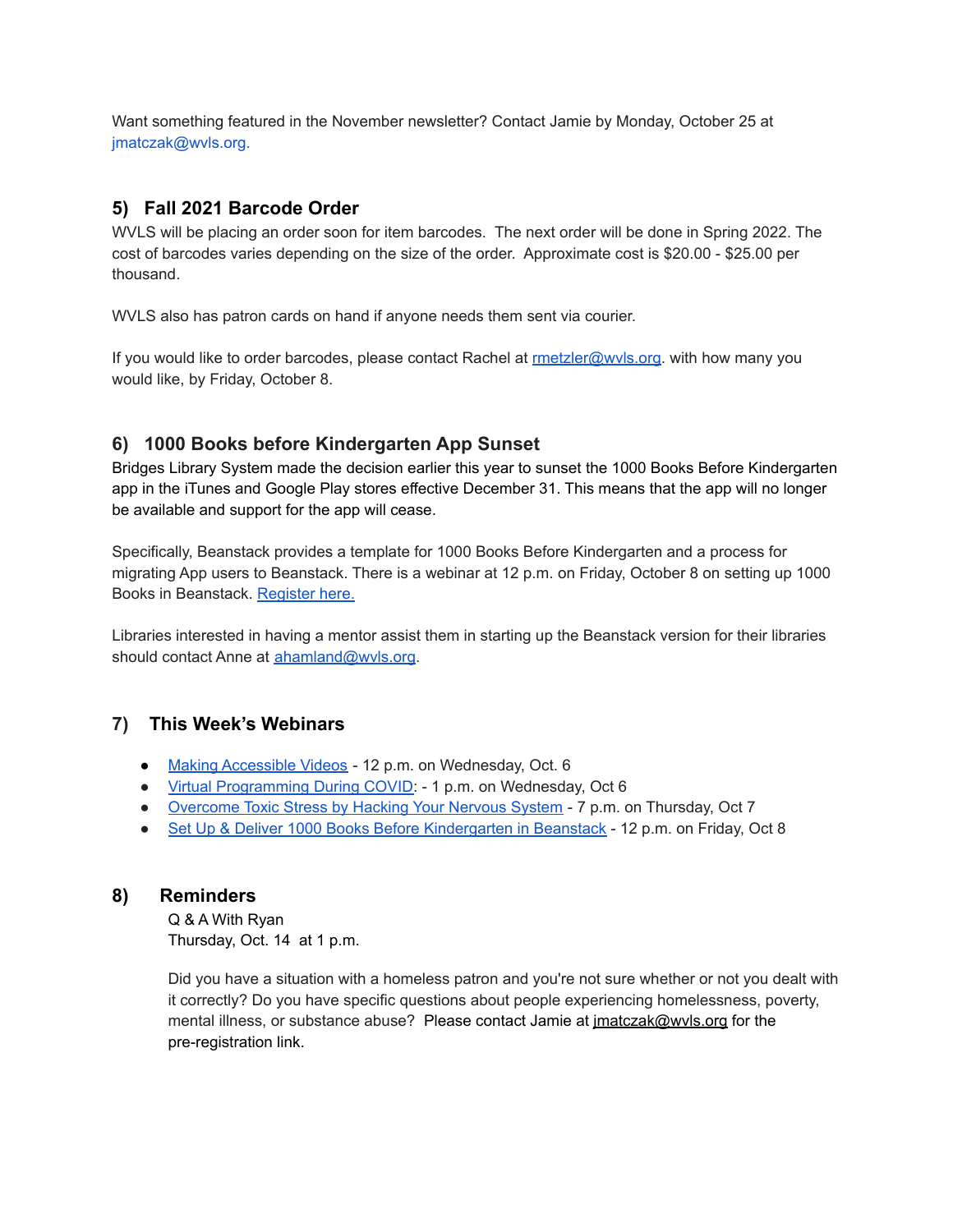Want something featured in the November newsletter? Contact Jamie by Monday, October 25 at jmatczak@wvls.org.

## 5) Fall 2021 Barcode Order

WVLS will be placing an order soon for item barcodes. The next order will be done in Spring 2022. The cost of barcodes varies depending on the size of the order. Approximate cost is $20.00 - $25.00 per thousand.

WVLS also has patron cards on hand if anyone needs them sent via courier.

If you would like to order barcodes, please contact Rachel at rmetzler@wvls.org. with how many you would like, by Friday, October 8.

## 6) 1000 Books before Kindergarten App Sunset

Bridges Library System made the decision earlier this year to sunset the 1000 Books Before Kindergarten app in the iTunes and Google Play stores effective December 31. This means that the app will no longer be available and support for the app will cease.

Specifically, Beanstack provides a template for 1000 Books Before Kindergarten and a process for migrating App users to Beanstack. There is a webinar at 12 p.m. on Friday, October 8 on setting up 1000 Books in Beanstack. Register here.

Libraries interested in having a mentor assist them in starting up the Beanstack version for their libraries should contact Anne at ahamland@wvls.org.

## 7) This Week's Webinars

- Making Accessible Videos - 12 p.m. on Wednesday, Oct. 6
- Virtual Programming During COVID: - 1 p.m. on Wednesday, Oct 6
- Overcome Toxic Stress by Hacking Your Nervous System - 7 p.m. on Thursday, Oct 7
- Set Up & Deliver 1000 Books Before Kindergarten in Beanstack - 12 p.m. on Friday, Oct 8

## 8) Reminders

Q & A With Ryan
Thursday, Oct. 14 at 1 p.m.

Did you have a situation with a homeless patron and you're not sure whether or not you dealt with it correctly? Do you have specific questions about people experiencing homelessness, poverty, mental illness, or substance abuse? Please contact Jamie at jmatczak@wvls.org for the pre-registration link.